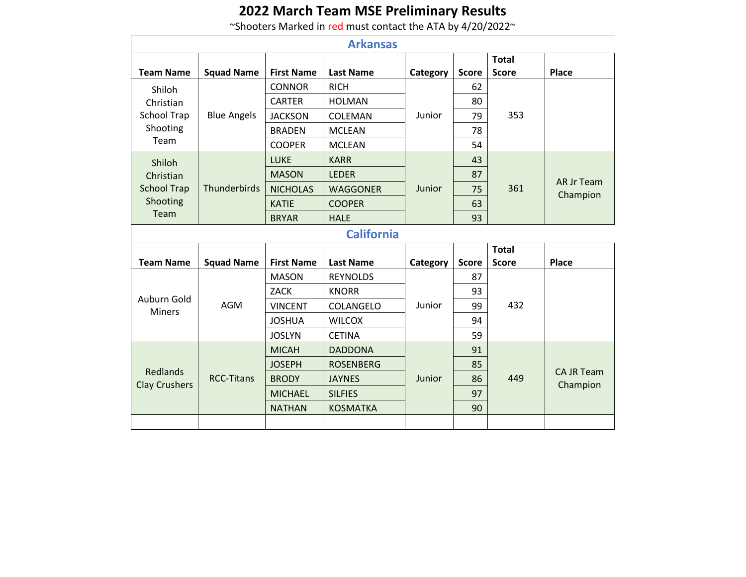# 2022 March Team MSE Preliminary Results

~Shooters Marked in red must contact the ATA by 4/20/2022~

## Arkansas

| Team Name | Squad Name | First Name | Last Name | Category | Score | Total Score | Place |
|---|---|---|---|---|---|---|---|
| Shiloh Christian School Trap Shooting Team | Blue Angels | CONNOR | RICH | Junior | 62 | 353 | |
| | | CARTER | HOLMAN | | 80 | | |
| | | JACKSON | COLEMAN | | 79 | | |
| | | BRADEN | MCLEAN | | 78 | | |
| | | COOPER | MCLEAN | | 54 | | |
| Shiloh Christian School Trap Shooting Team | Thunderbirds | LUKE | KARR | Junior | 43 | 361 | AR Jr Team Champion |
| | | MASON | LEDER | | 87 | | |
| | | NICHOLAS | WAGGONER | | 75 | | |
| | | KATIE | COOPER | | 63 | | |
| | | BRYAR | HALE | | 93 | | |

## California

| Team Name | Squad Name | First Name | Last Name | Category | Score | Total Score | Place |
|---|---|---|---|---|---|---|---|
| Auburn Gold Miners | AGM | MASON | REYNOLDS | Junior | 87 | 432 | |
| | | ZACK | KNORR | | 93 | | |
| | | VINCENT | COLANGELO | | 99 | | |
| | | JOSHUA | WILCOX | | 94 | | |
| | | JOSLYN | CETINA | | 59 | | |
| Redlands Clay Crushers | RCC-Titans | MICAH | DADDONA | Junior | 91 | 449 | CA JR Team Champion |
| | | JOSEPH | ROSENBERG | | 85 | | |
| | | BRODY | JAYNES | | 86 | | |
| | | MICHAEL | SILFIES | | 97 | | |
| | | NATHAN | KOSMATKA | | 90 | | |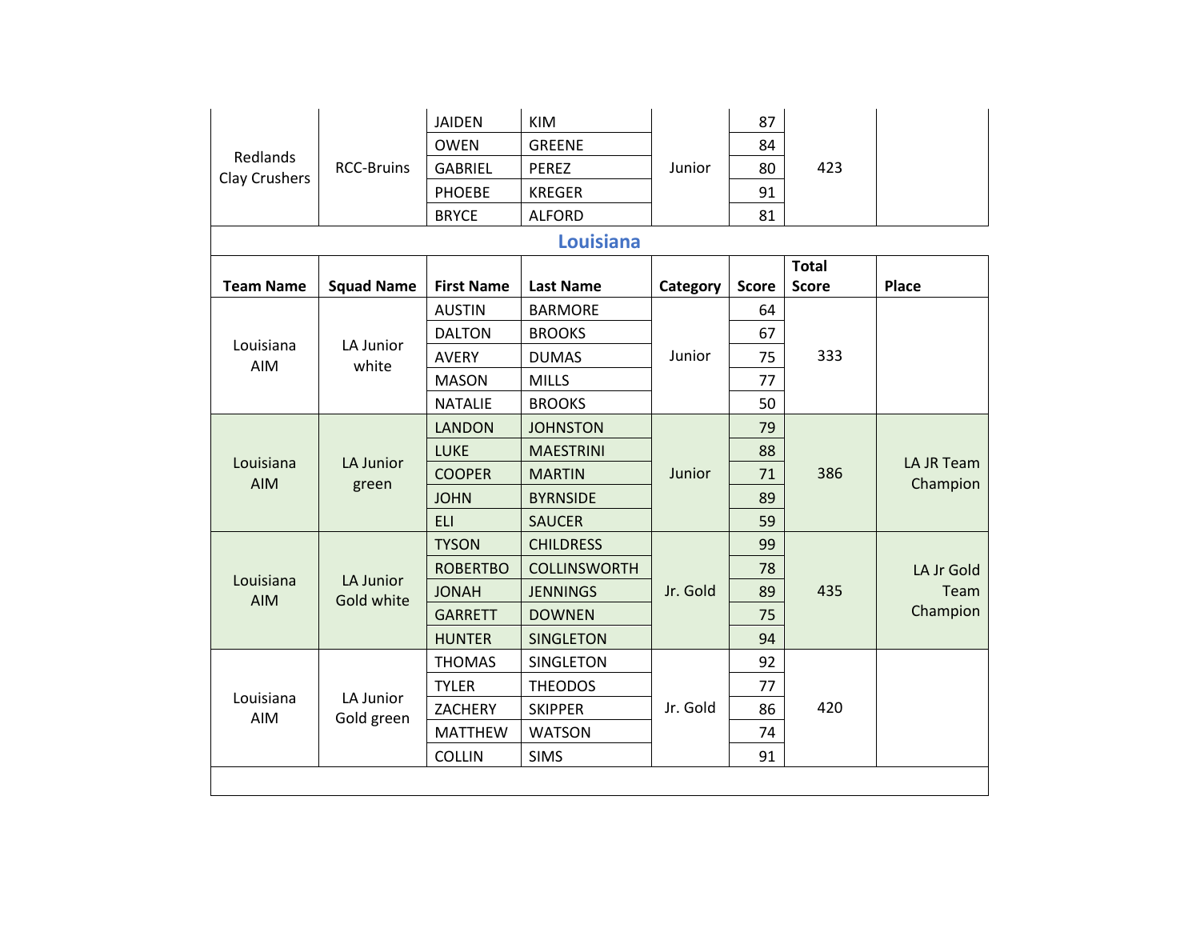| | | | | | | | |
|---|---|---|---|---|---|---|---|
| Redlands Clay Crushers | RCC-Bruins | JAIDEN | KIM | Junior | 87 | 423 | |
| | | OWEN | GREENE | | 84 | | |
| | | GABRIEL | PEREZ | | 80 | | |
| | | PHOEBE | KREGER | | 91 | | |
| | | BRYCE | ALFORD | | 81 | | |

## Louisiana

| Team Name | Squad Name | First Name | Last Name | Category | Score | Total Score | Place |
|---|---|---|---|---|---|---|---|
| Louisiana AIM | LA Junior white | AUSTIN | BARMORE | Junior | 64 | 333 | |
| | | DALTON | BROOKS | | 67 | | |
| | | AVERY | DUMAS | | 75 | | |
| | | MASON | MILLS | | 77 | | |
| | | NATALIE | BROOKS | | 50 | | |
| Louisiana AIM | LA Junior green | LANDON | JOHNSTON | Junior | 79 | 386 | LA JR Team Champion |
| | | LUKE | MAESTRINI | | 88 | | |
| | | COOPER | MARTIN | | 71 | | |
| | | JOHN | BYRNSIDE | | 89 | | |
| | | ELI | SAUCER | | 59 | | |
| Louisiana AIM | LA Junior Gold white | TYSON | CHILDRESS | Jr. Gold | 99 | 435 | LA Jr Gold Team Champion |
| | | ROBERTBO | COLLINSWORTH | | 78 | | |
| | | JONAH | JENNINGS | | 89 | | |
| | | GARRETT | DOWNEN | | 75 | | |
| | | HUNTER | SINGLETON | | 94 | | |
| Louisiana AIM | LA Junior Gold green | THOMAS | SINGLETON | Jr. Gold | 92 | 420 | |
| | | TYLER | THEODOS | | 77 | | |
| | | ZACHERY | SKIPPER | | 86 | | |
| | | MATTHEW | WATSON | | 74 | | |
| | | COLLIN | SIMS | | 91 | | |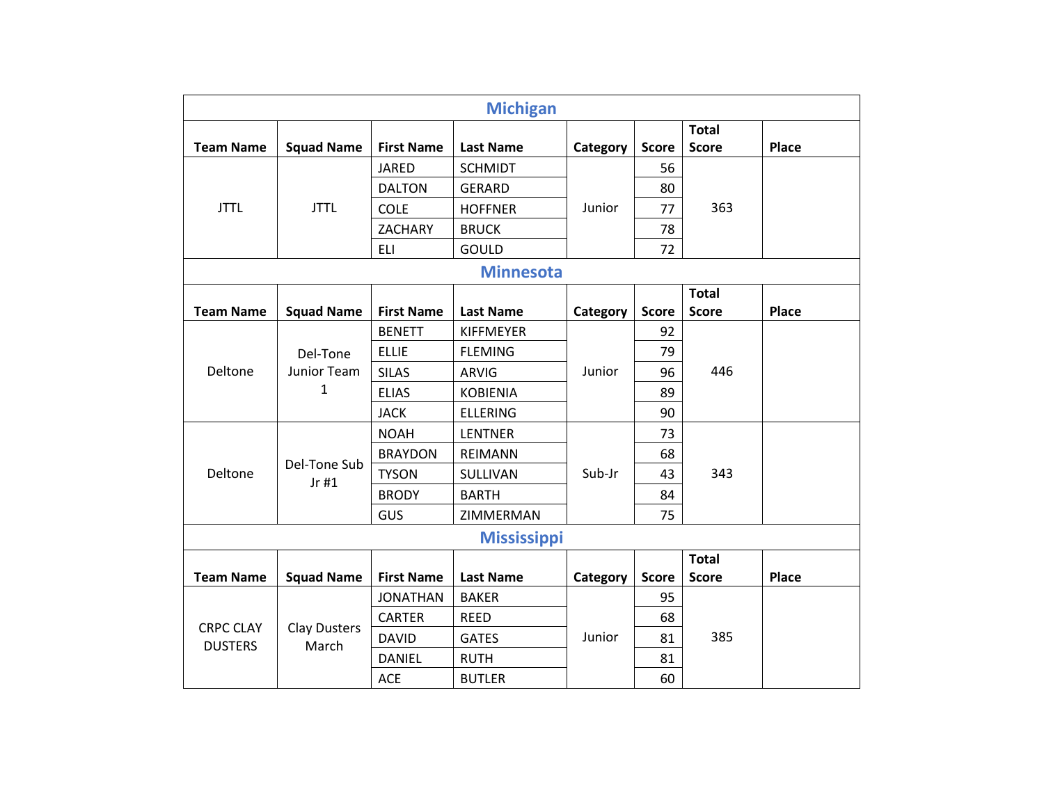## Michigan

| Team Name | Squad Name | First Name | Last Name | Category | Score | Total Score | Place |
|---|---|---|---|---|---|---|---|
| JTTL | JTTL | JARED | SCHMIDT | Junior | 56 | 363 | |
| | | DALTON | GERARD | | 80 | | |
| | | COLE | HOFFNER | | 77 | | |
| | | ZACHARY | BRUCK | | 78 | | |
| | | ELI | GOULD | | 72 | | |

## Minnesota

| Team Name | Squad Name | First Name | Last Name | Category | Score | Total Score | Place |
|---|---|---|---|---|---|---|---|
| Deltone | Del-Tone Junior Team 1 | BENETT | KIFFMEYER | Junior | 92 | 446 | |
| | | ELLIE | FLEMING | | 79 | | |
| | | SILAS | ARVIG | | 96 | | |
| | | ELIAS | KOBIENIA | | 89 | | |
| | | JACK | ELLERING | | 90 | | |
| Deltone | Del-Tone Sub Jr #1 | NOAH | LENTNER | Sub-Jr | 73 | 343 | |
| | | BRAYDON | REIMANN | | 68 | | |
| | | TYSON | SULLIVAN | | 43 | | |
| | | BRODY | BARTH | | 84 | | |
| | | GUS | ZIMMERMAN | | 75 | | |

## Mississippi

| Team Name | Squad Name | First Name | Last Name | Category | Score | Total Score | Place |
|---|---|---|---|---|---|---|---|
| CRPC CLAY DUSTERS | Clay Dusters March | JONATHAN | BAKER | Junior | 95 | 385 | |
| | | CARTER | REED | | 68 | | |
| | | DAVID | GATES | | 81 | | |
| | | DANIEL | RUTH | | 81 | | |
| | | ACE | BUTLER | | 60 | | |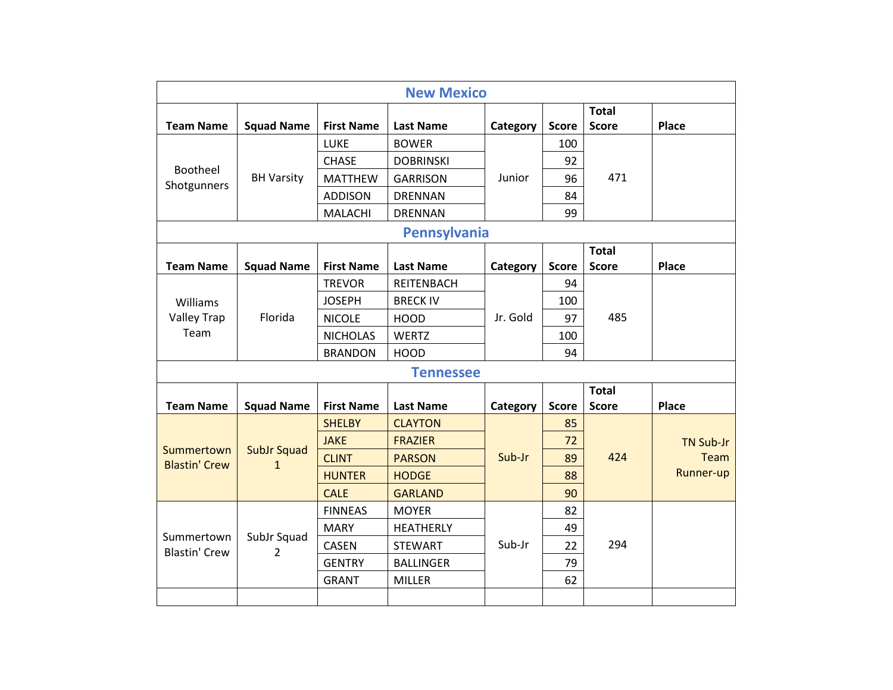## New Mexico

| Team Name | Squad Name | First Name | Last Name | Category | Score | Total Score | Place |
|---|---|---|---|---|---|---|---|
| Bootheel Shotgunners | BH Varsity | LUKE | BOWER | Junior | 100 | 471 | |
| | | CHASE | DOBRINSKI | | 92 | | |
| | | MATTHEW | GARRISON | | 96 | | |
| | | ADDISON | DRENNAN | | 84 | | |
| | | MALACHI | DRENNAN | | 99 | | |

## Pennsylvania

| Team Name | Squad Name | First Name | Last Name | Category | Score | Total Score | Place |
|---|---|---|---|---|---|---|---|
| Williams Valley Trap Team | Florida | TREVOR | REITENBACH | Jr. Gold | 94 | 485 | |
| | | JOSEPH | BRECK IV | | 100 | | |
| | | NICOLE | HOOD | | 97 | | |
| | | NICHOLAS | WERTZ | | 100 | | |
| | | BRANDON | HOOD | | 94 | | |

## Tennessee

| Team Name | Squad Name | First Name | Last Name | Category | Score | Total Score | Place |
|---|---|---|---|---|---|---|---|
| Summertown Blastin' Crew | SubJr Squad 1 | SHELBY | CLAYTON | Sub-Jr | 85 | 424 | TN Sub-Jr Team Runner-up |
| | | JAKE | FRAZIER | | 72 | | |
| | | CLINT | PARSON | | 89 | | |
| | | HUNTER | HODGE | | 88 | | |
| | | CALE | GARLAND | | 90 | | |
| Summertown Blastin' Crew | SubJr Squad 2 | FINNEAS | MOYER | Sub-Jr | 82 | 294 | |
| | | MARY | HEATHERLY | | 49 | | |
| | | CASEN | STEWART | | 22 | | |
| | | GENTRY | BALLINGER | | 79 | | |
| | | GRANT | MILLER | | 62 | | |
| | | | | | | | |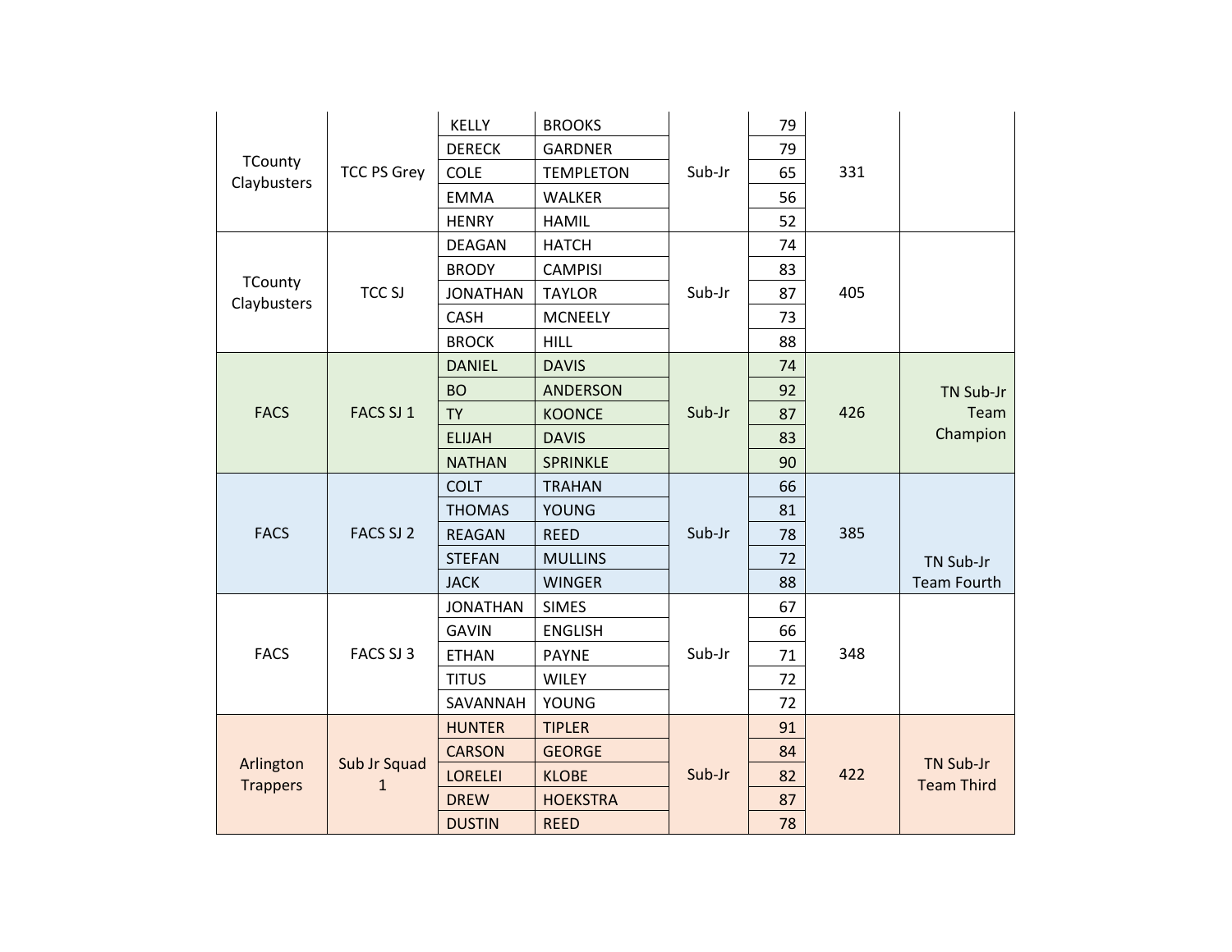| | | | | | | | |
|---|---|---|---|---|---|---|---|
| TCounty Claybusters | TCC PS Grey | KELLY | BROOKS | Sub-Jr | 79 | 331 | |
| | | DERECK | GARDNER | | 79 | | |
| | | COLE | TEMPLETON | | 65 | | |
| | | EMMA | WALKER | | 56 | | |
| | | HENRY | HAMIL | | 52 | | |
| TCounty Claybusters | TCC SJ | DEAGAN | HATCH | Sub-Jr | 74 | 405 | |
| | | BRODY | CAMPISI | | 83 | | |
| | | JONATHAN | TAYLOR | | 87 | | |
| | | CASH | MCNEELY | | 73 | | |
| | | BROCK | HILL | | 88 | | |
| FACS | FACS SJ 1 | DANIEL | DAVIS | Sub-Jr | 74 | 426 | TN Sub-Jr Team Champion |
| | | BO | ANDERSON | | 92 | | |
| | | TY | KOONCE | | 87 | | |
| | | ELIJAH | DAVIS | | 83 | | |
| | | NATHAN | SPRINKLE | | 90 | | |
| FACS | FACS SJ 2 | COLT | TRAHAN | Sub-Jr | 66 | 385 | TN Sub-Jr Team Fourth |
| | | THOMAS | YOUNG | | 81 | | |
| | | REAGAN | REED | | 78 | | |
| | | STEFAN | MULLINS | | 72 | | |
| | | JACK | WINGER | | 88 | | |
| FACS | FACS SJ 3 | JONATHAN | SIMES | Sub-Jr | 67 | 348 | |
| | | GAVIN | ENGLISH | | 66 | | |
| | | ETHAN | PAYNE | | 71 | | |
| | | TITUS | WILEY | | 72 | | |
| | | SAVANNAH | YOUNG | | 72 | | |
| Arlington Trappers | Sub Jr Squad 1 | HUNTER | TIPLER | Sub-Jr | 91 | 422 | TN Sub-Jr Team Third |
| | | CARSON | GEORGE | | 84 | | |
| | | LORELEI | KLOBE | | 82 | | |
| | | DREW | HOEKSTRA | | 87 | | |
| | | DUSTIN | REED | | 78 | | |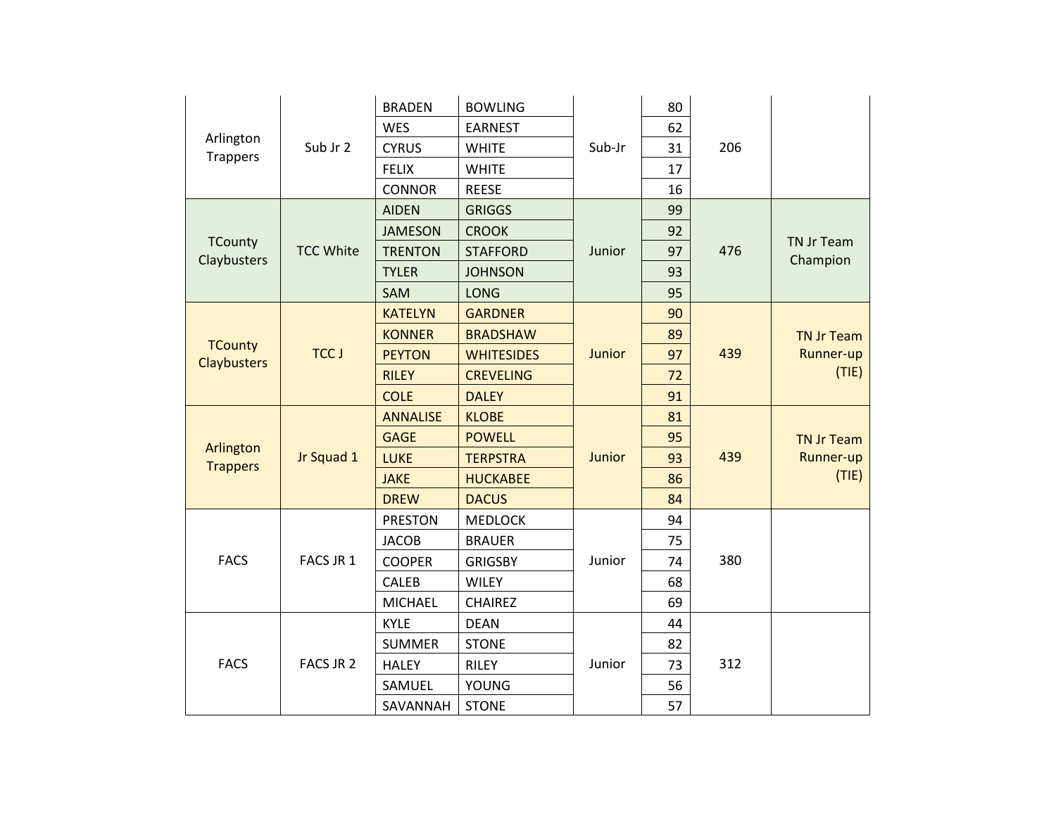| | | | | | | | |
|---|---|---|---|---|---|---|---|
| Arlington Trappers | Sub Jr 2 | BRADEN | BOWLING | Sub-Jr | 80 | 206 | |
| | | WES | EARNEST | | 62 | | |
| | | CYRUS | WHITE | | 31 | | |
| | | FELIX | WHITE | | 17 | | |
| | | CONNOR | REESE | | 16 | | |
| TCounty Claybusters | TCC White | AIDEN | GRIGGS | Junior | 99 | 476 | TN Jr Team Champion |
| | | JAMESON | CROOK | | 92 | | |
| | | TRENTON | STAFFORD | | 97 | | |
| | | TYLER | JOHNSON | | 93 | | |
| | | SAM | LONG | | 95 | | |
| TCounty Claybusters | TCC J | KATELYN | GARDNER | Junior | 90 | 439 | TN Jr Team Runner-up (TIE) |
| | | KONNER | BRADSHAW | | 89 | | |
| | | PEYTON | WHITESIDES | | 97 | | |
| | | RILEY | CREVELING | | 72 | | |
| | | COLE | DALEY | | 91 | | |
| Arlington Trappers | Jr Squad 1 | ANNALISE | KLOBE | Junior | 81 | 439 | TN Jr Team Runner-up (TIE) |
| | | GAGE | POWELL | | 95 | | |
| | | LUKE | TERPSTRA | | 93 | | |
| | | JAKE | HUCKABEE | | 86 | | |
| | | DREW | DACUS | | 84 | | |
| FACS | FACS JR 1 | PRESTON | MEDLOCK | Junior | 94 | 380 | |
| | | JACOB | BRAUER | | 75 | | |
| | | COOPER | GRIGSBY | | 74 | | |
| | | CALEB | WILEY | | 68 | | |
| | | MICHAEL | CHAIREZ | | 69 | | |
| FACS | FACS JR 2 | KYLE | DEAN | Junior | 44 | 312 | |
| | | SUMMER | STONE | | 82 | | |
| | | HALEY | RILEY | | 73 | | |
| | | SAMUEL | YOUNG | | 56 | | |
| | | SAVANNAH | STONE | | 57 | | |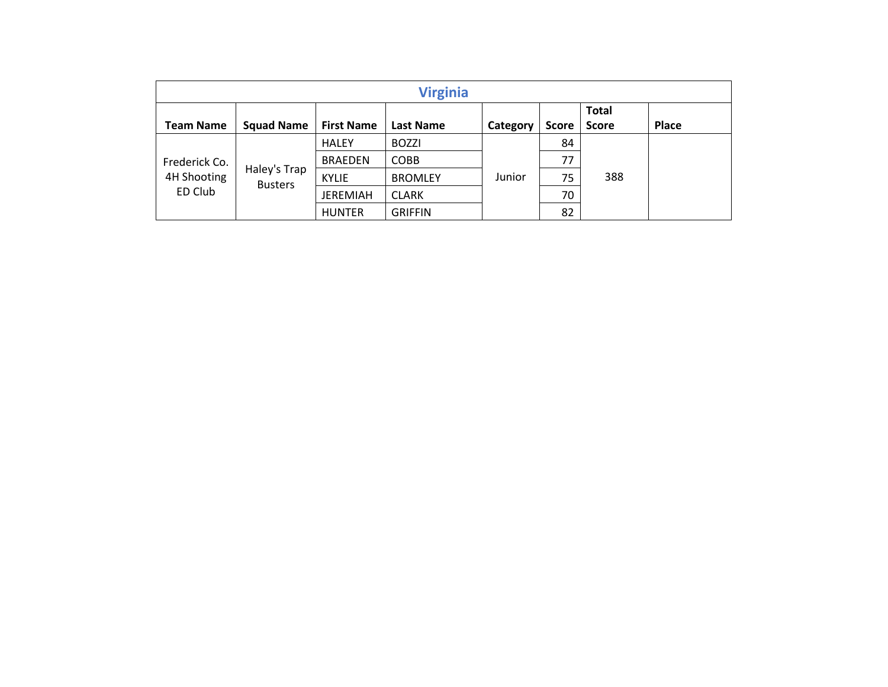| Virginia | | | | | | | |
|---|---|---|---|---|---|---|---|
| **Team Name** | **Squad Name** | **First Name** | **Last Name** | **Category** | **Score** | **Total Score** | **Place** |
| Frederick Co. 4H Shooting ED Club | Haley's Trap Busters | HALEY | BOZZI | Junior | 84 | 388 | |
| | | BRAEDEN | COBB | | 77 | | |
| | | KYLIE | BROMLEY | | 75 | | |
| | | JEREMIAH | CLARK | | 70 | | |
| | | HUNTER | GRIFFIN | | 82 | | |